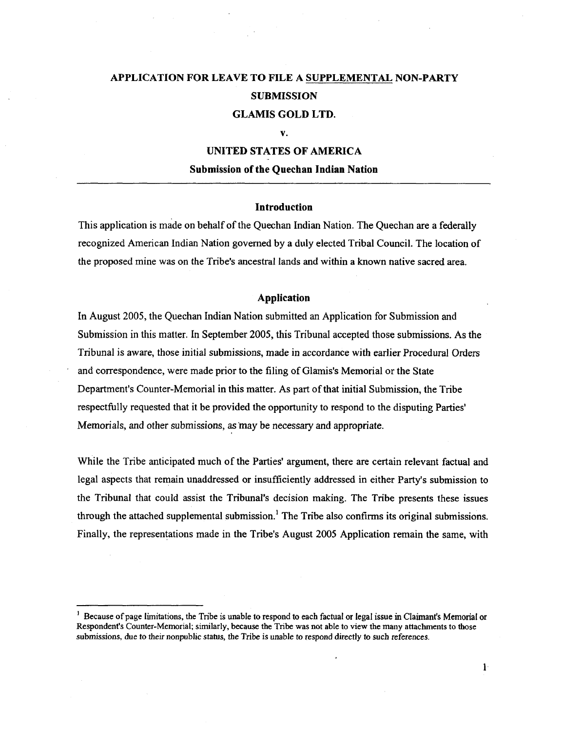# APPLICATION FOR LEAVE TO FILE A SUPPLEMENTAL NON-PARTY SUBMISSION

## GLAMIS GOLD LTD.

**v.**

## UNITED STATES OF AMERICA

**Submission of the Quechan Indian Nation**

---

### Introduction

This application is made on behalf of the Quechan Indian Nation. The Quechan are a federally recognized American Indian Nation governed by a duly elected Tribal Council. The location of the proposed mine was on the Tribe's ancestral lands and within a known native sacred area.

### Application

In August 2005, the Quechan Indian Nation submitted an Application for Submission and Submission in this matter. In September 2005, this Tribunal accepted those submissions. As the Tribunal is aware, those initial submissions, made in accordance with earlier Procedural Orders and correspondence, were made prior to the filing of Glamis's Memorial or the State Department's Counter-Memorial in this matter. As part of that initial Submission, the Tribe respectfully requested that it be provided the opportunity to respond to the disputing Parties' Memorials, and other submissions, as may be necessary and appropriate.

While the Tribe anticipated much of the Parties' argument, there are certain relevant factual and legal aspects that remain unaddressed or insufficiently addressed in either Party's submission to the Tribunal that could assist the Tribunal's decision making. The Tribe presents these issues through the attached supplemental submission.[1] The Tribe also confirms its original submissions. Finally, the representations made in the Tribe's August 2005 Application remain the same, with

---

[1] Because of page limitations, the Tribe is unable to respond to each factual or legal issue in Claimant's Memorial or Respondent's Counter-Memorial; similarly, because the Tribe was not able to view the many attachments to those submissions, due to their nonpublic status, the Tribe is unable to respond directly to such references.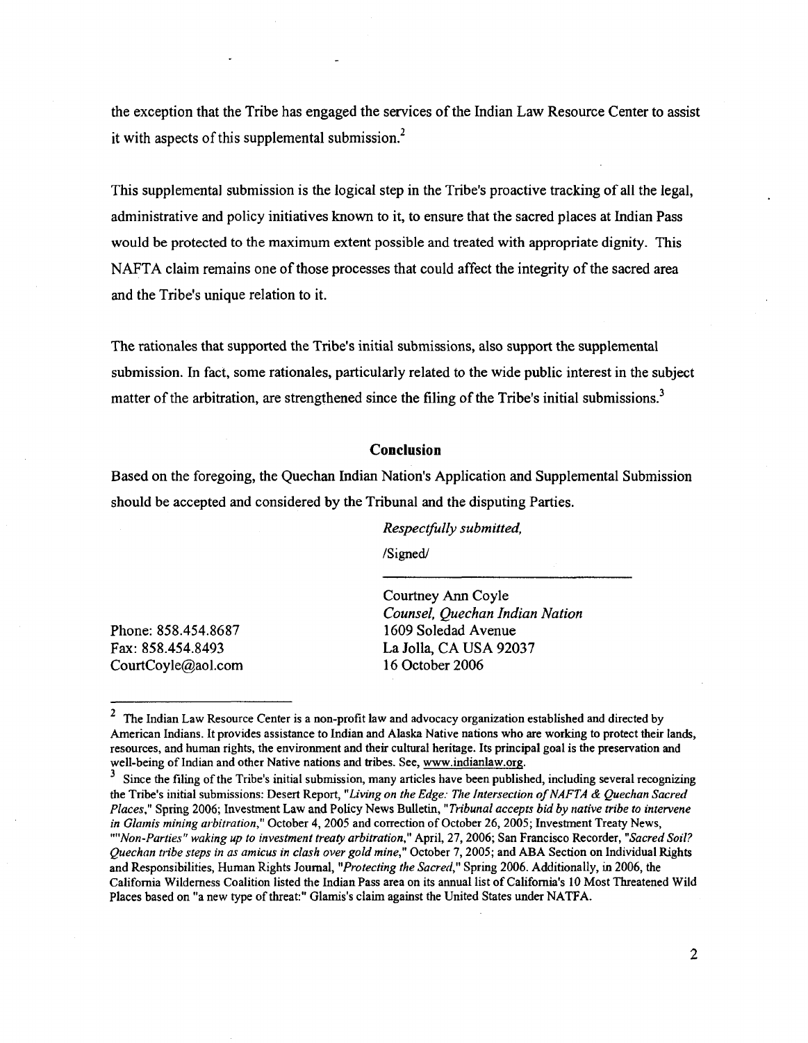the exception that the Tribe has engaged the services of the Indian Law Resource Center to assist it with aspects of this supplemental submission.[2]

This supplemental submission is the logical step in the Tribe's proactive tracking of all the legal, administrative and policy initiatives known to it, to ensure that the sacred places at Indian Pass would be protected to the maximum extent possible and treated with appropriate dignity. This NAFTA claim remains one of those processes that could affect the integrity of the sacred area and the Tribe's unique relation to it.

The rationales that supported the Tribe's initial submissions, also support the supplemental submission. In fact, some rationales, particularly related to the wide public interest in the subject matter of the arbitration, are strengthened since the filing of the Tribe's initial submissions.[3]

## Conclusion

Based on the foregoing, the Quechan Indian Nation's Application and Supplemental Submission should be accepted and considered by the Tribunal and the disputing Parties.

*Respectfully submitted,*

/Signed/

Courtney Ann Coyle
*Counsel, Quechan Indian Nation*
1609 Soledad Avenue
La Jolla, CA USA 92037
16 October 2006

Phone: 858.454.8687
Fax: 858.454.8493
CourtCoyle@aol.com

---

[2] The Indian Law Resource Center is a non-profit law and advocacy organization established and directed by American Indians. It provides assistance to Indian and Alaska Native nations who are working to protect their lands, resources, and human rights, the environment and their cultural heritage. Its principal goal is the preservation and well-being of Indian and other Native nations and tribes. See, www.indianlaw.org.

[3] Since the filing of the Tribe's initial submission, many articles have been published, including several recognizing the Tribe's initial submissions: Desert Report, "*Living on the Edge: The Intersection of NAFTA & Quechan Sacred Places*," Spring 2006; Investment Law and Policy News Bulletin, "*Tribunal accepts bid by native tribe to intervene in Glamis mining arbitration*," October 4, 2005 and correction of October 26, 2005; Investment Treaty News, ""*Non-Parties" waking up to investment treaty arbitration*," April, 27, 2006; San Francisco Recorder, "*Sacred Soil? Quechan tribe steps in as amicus in clash over gold mine*," October 7, 2005; and ABA Section on Individual Rights and Responsibilities, Human Rights Journal, "*Protecting the Sacred*," Spring 2006. Additionally, in 2006, the California Wilderness Coalition listed the Indian Pass area on its annual list of California's 10 Most Threatened Wild Places based on "a new type of threat:" Glamis's claim against the United States under NATFA.